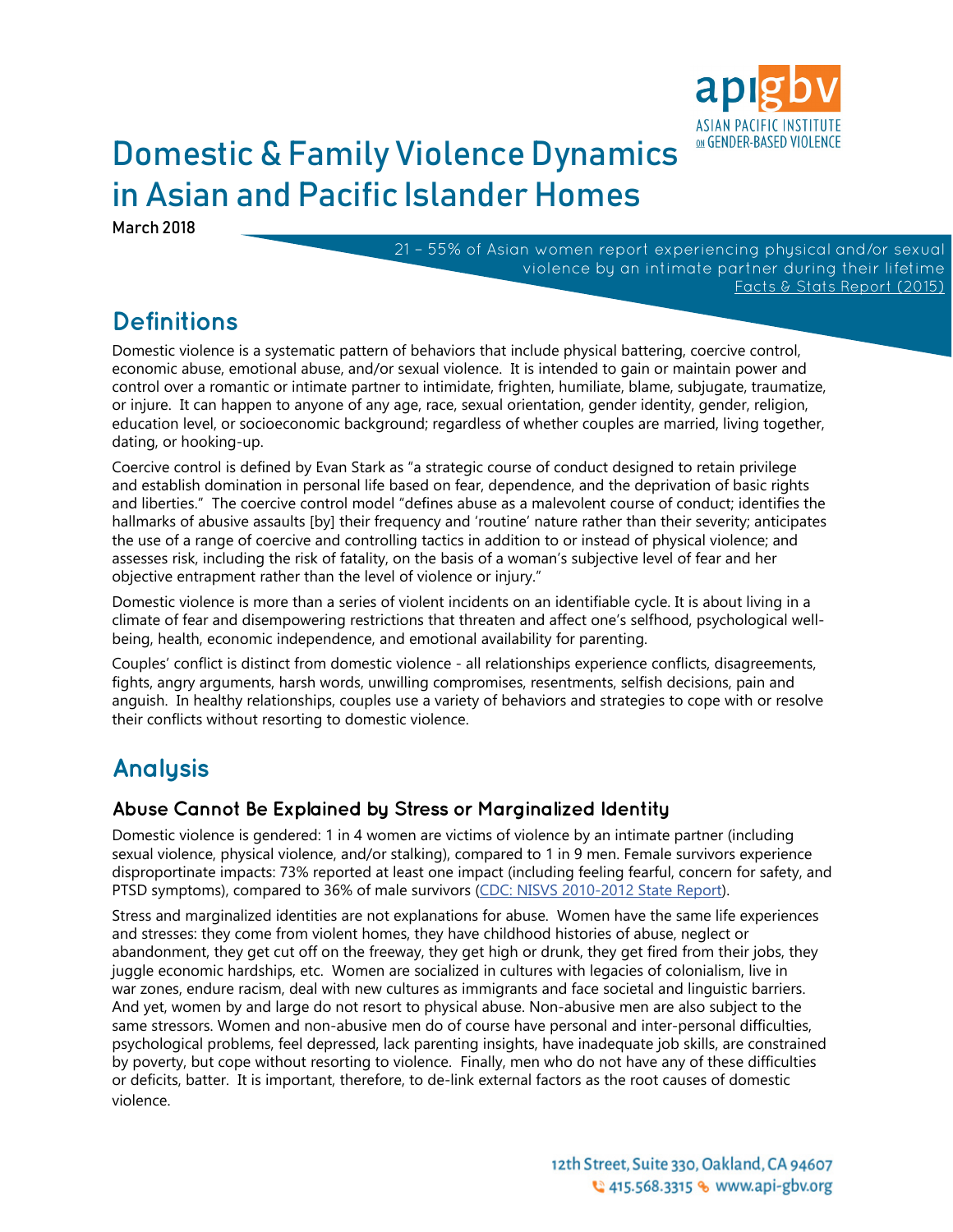# Domestic & Family Violence Dynamics in Asian and Pacific Islander Homes

**March 2018**

21 – 55% of Asian women report experiencing physical and/or sexual violence by an intimate partner during their lifetime
[Facts & Stats Report (2015)]

## Definitions

Domestic violence is a systematic pattern of behaviors that include physical battering, coercive control, economic abuse, emotional abuse, and/or sexual violence. It is intended to gain or maintain power and control over a romantic or intimate partner to intimidate, frighten, humiliate, blame, subjugate, traumatize, or injure. It can happen to anyone of any age, race, sexual orientation, gender identity, gender, religion, education level, or socioeconomic background; regardless of whether couples are married, living together, dating, or hooking-up.

Coercive control is defined by Evan Stark as "a strategic course of conduct designed to retain privilege and establish domination in personal life based on fear, dependence, and the deprivation of basic rights and liberties." The coercive control model "defines abuse as a malevolent course of conduct; identifies the hallmarks of abusive assaults [by] their frequency and 'routine' nature rather than their severity; anticipates the use of a range of coercive and controlling tactics in addition to or instead of physical violence; and assesses risk, including the risk of fatality, on the basis of a woman's subjective level of fear and her objective entrapment rather than the level of violence or injury."

Domestic violence is more than a series of violent incidents on an identifiable cycle. It is about living in a climate of fear and disempowering restrictions that threaten and affect one's selfhood, psychological well-being, health, economic independence, and emotional availability for parenting.

Couples' conflict is distinct from domestic violence - all relationships experience conflicts, disagreements, fights, angry arguments, harsh words, unwilling compromises, resentments, selfish decisions, pain and anguish. In healthy relationships, couples use a variety of behaviors and strategies to cope with or resolve their conflicts without resorting to domestic violence.

## Analysis

### Abuse Cannot Be Explained by Stress or Marginalized Identity

Domestic violence is gendered: 1 in 4 women are victims of violence by an intimate partner (including sexual violence, physical violence, and/or stalking), compared to 1 in 9 men. Female survivors experience disproportinate impacts: 73% reported at least one impact (including feeling fearful, concern for safety, and PTSD symptoms), compared to 36% of male survivors (CDC: NISVS 2010-2012 State Report).

Stress and marginalized identities are not explanations for abuse. Women have the same life experiences and stresses: they come from violent homes, they have childhood histories of abuse, neglect or abandonment, they get cut off on the freeway, they get high or drunk, they get fired from their jobs, they juggle economic hardships, etc. Women are socialized in cultures with legacies of colonialism, live in war zones, endure racism, deal with new cultures as immigrants and face societal and linguistic barriers. And yet, women by and large do not resort to physical abuse. Non-abusive men are also subject to the same stressors. Women and non-abusive men do of course have personal and inter-personal difficulties, psychological problems, feel depressed, lack parenting insights, have inadequate job skills, are constrained by poverty, but cope without resorting to violence. Finally, men who do not have any of these difficulties or deficits, batter. It is important, therefore, to de-link external factors as the root causes of domestic violence.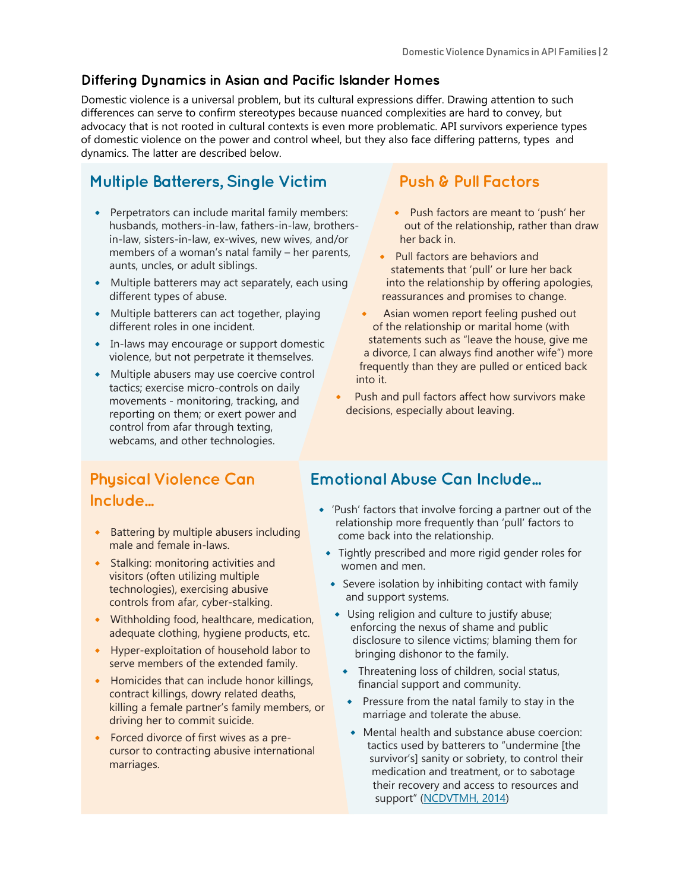## Differing Dynamics in Asian and Pacific Islander Homes

Domestic violence is a universal problem, but its cultural expressions differ. Drawing attention to such differences can serve to confirm stereotypes because nuanced complexities are hard to convey, but advocacy that is not rooted in cultural contexts is even more problematic. API survivors experience types of domestic violence on the power and control wheel, but they also face differing patterns, types and dynamics. The latter are described below.

### Multiple Batterers, Single Victim

- Perpetrators can include marital family members: husbands, mothers-in-law, fathers-in-law, brothers-in-law, sisters-in-law, ex-wives, new wives, and/or members of a woman's natal family – her parents, aunts, uncles, or adult siblings.
- Multiple batterers may act separately, each using different types of abuse.
- Multiple batterers can act together, playing different roles in one incident.
- In-laws may encourage or support domestic violence, but not perpetrate it themselves.
- Multiple abusers may use coercive control tactics; exercise micro-controls on daily movements - monitoring, tracking, and reporting on them; or exert power and control from afar through texting, webcams, and other technologies.

### Push & Pull Factors

- Push factors are meant to 'push' her out of the relationship, rather than draw her back in.
- Pull factors are behaviors and statements that 'pull' or lure her back into the relationship by offering apologies, reassurances and promises to change.
- Asian women report feeling pushed out of the relationship or marital home (with statements such as "leave the house, give me a divorce, I can always find another wife") more frequently than they are pulled or enticed back into it.
- Push and pull factors affect how survivors make decisions, especially about leaving.

### Physical Violence Can Include...

- Battering by multiple abusers including male and female in-laws.
- Stalking: monitoring activities and visitors (often utilizing multiple technologies), exercising abusive controls from afar, cyber-stalking.
- Withholding food, healthcare, medication, adequate clothing, hygiene products, etc.
- Hyper-exploitation of household labor to serve members of the extended family.
- Homicides that can include honor killings, contract killings, dowry related deaths, killing a female partner's family members, or driving her to commit suicide.
- Forced divorce of first wives as a pre-cursor to contracting abusive international marriages.

### Emotional Abuse Can Include...

- 'Push' factors that involve forcing a partner out of the relationship more frequently than 'pull' factors to come back into the relationship.
- Tightly prescribed and more rigid gender roles for women and men.
- Severe isolation by inhibiting contact with family and support systems.
- Using religion and culture to justify abuse; enforcing the nexus of shame and public disclosure to silence victims; blaming them for bringing dishonor to the family.
- Threatening loss of children, social status, financial support and community.
- Pressure from the natal family to stay in the marriage and tolerate the abuse.
- Mental health and substance abuse coercion: tactics used by batterers to "undermine [the survivor's] sanity or sobriety, to control their medication and treatment, or to sabotage their recovery and access to resources and support" (NCDVTMH, 2014)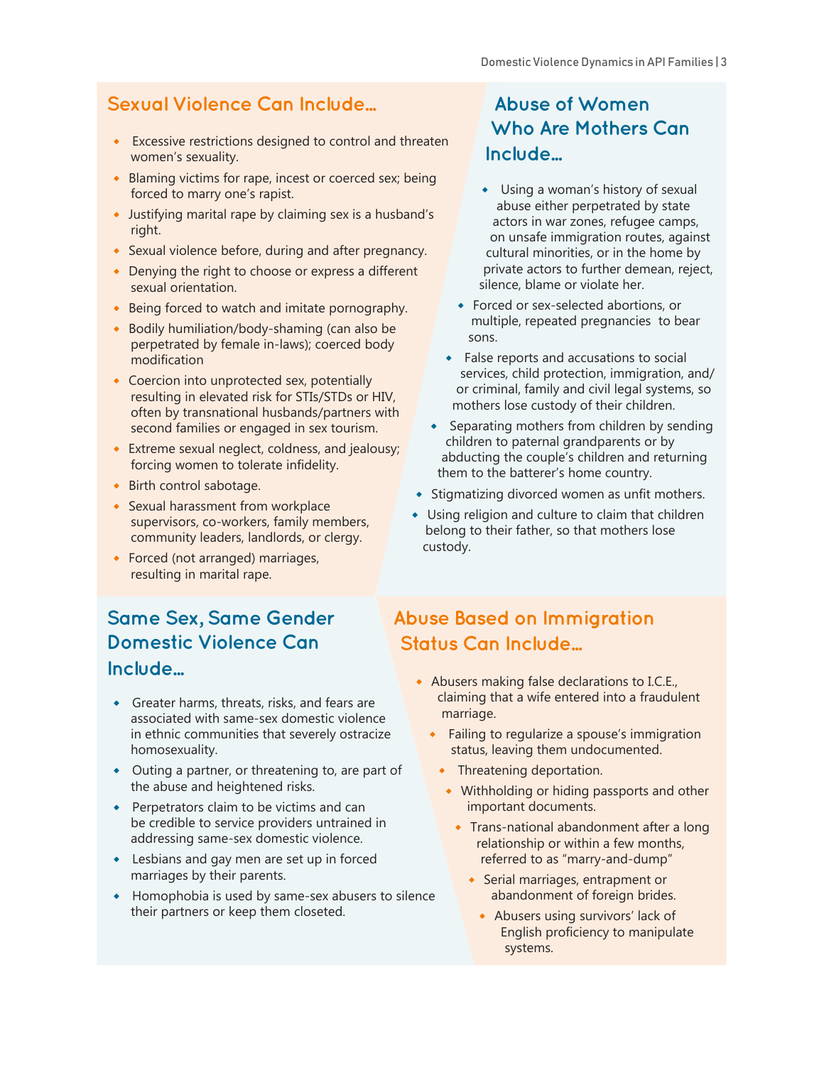## Sexual Violence Can Include…

- Excessive restrictions designed to control and threaten women's sexuality.
- Blaming victims for rape, incest or coerced sex; being forced to marry one's rapist.
- Justifying marital rape by claiming sex is a husband's right.
- Sexual violence before, during and after pregnancy.
- Denying the right to choose or express a different sexual orientation.
- Being forced to watch and imitate pornography.
- Bodily humiliation/body-shaming (can also be perpetrated by female in-laws); coerced body modification
- Coercion into unprotected sex, potentially resulting in elevated risk for STIs/STDs or HIV, often by transnational husbands/partners with second families or engaged in sex tourism.
- Extreme sexual neglect, coldness, and jealousy; forcing women to tolerate infidelity.
- Birth control sabotage.
- Sexual harassment from workplace supervisors, co-workers, family members, community leaders, landlords, or clergy.
- Forced (not arranged) marriages, resulting in marital rape.

## Abuse of Women Who Are Mothers Can Include…

- Using a woman's history of sexual abuse either perpetrated by state actors in war zones, refugee camps, on unsafe immigration routes, against cultural minorities, or in the home by private actors to further demean, reject, silence, blame or violate her.
- Forced or sex-selected abortions, or multiple, repeated pregnancies to bear sons.
- False reports and accusations to social services, child protection, immigration, and/or criminal, family and civil legal systems, so mothers lose custody of their children.
- Separating mothers from children by sending children to paternal grandparents or by abducting the couple's children and returning them to the batterer's home country.
- Stigmatizing divorced women as unfit mothers.
- Using religion and culture to claim that children belong to their father, so that mothers lose custody.

## Same Sex, Same Gender Domestic Violence Can Include…

- Greater harms, threats, risks, and fears are associated with same-sex domestic violence in ethnic communities that severely ostracize homosexuality.
- Outing a partner, or threatening to, are part of the abuse and heightened risks.
- Perpetrators claim to be victims and can be credible to service providers untrained in addressing same-sex domestic violence.
- Lesbians and gay men are set up in forced marriages by their parents.
- Homophobia is used by same-sex abusers to silence their partners or keep them closeted.

## Abuse Based on Immigration Status Can Include…

- Abusers making false declarations to I.C.E., claiming that a wife entered into a fraudulent marriage.
- Failing to regularize a spouse's immigration status, leaving them undocumented.
- Threatening deportation.
- Withholding or hiding passports and other important documents.
- Trans-national abandonment after a long relationship or within a few months, referred to as "marry-and-dump"
- Serial marriages, entrapment or abandonment of foreign brides.
- Abusers using survivors' lack of English proficiency to manipulate systems.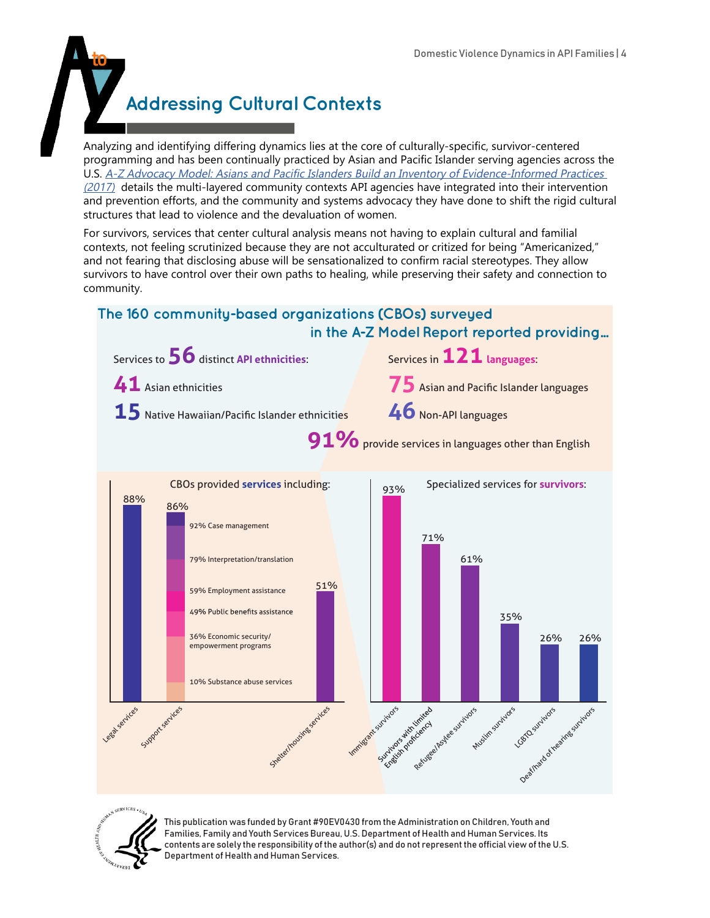# Addressing Cultural Contexts

Analyzing and identifying differing dynamics lies at the core of culturally-specific, survivor-centered programming and has been continually practiced by Asian and Pacific Islander serving agencies across the U.S. *A-Z Advocacy Model: Asians and Pacific Islanders Build an Inventory of Evidence-Informed Practices (2017)* details the multi-layered community contexts API agencies have integrated into their intervention and prevention efforts, and the community and systems advocacy they have done to shift the rigid cultural structures that lead to violence and the devaluation of women.

For survivors, services that center cultural analysis means not having to explain cultural and familial contexts, not feeling scrutinized because they are not acculturated or critized for being "Americanized," and not fearing that disclosing abuse will be sensationalized to confirm racial stereotypes. They allow survivors to have control over their own paths to healing, while preserving their safety and connection to community.

## The 160 community-based organizations (CBOs) surveyed in the A-Z Model Report reported providing...

Services to **56** distinct **API ethnicities**:

**41** Asian ethnicities

**15** Native Hawaiian/Pacific Islander ethnicities

Services in **121 languages**:

**75** Asian and Pacific Islander languages

**46** Non-API languages

**91%** provide services in languages other than English

CBOs provided **services** including:

88%
Legal services

86%
Support services
92% Case management
79% Interpretation/translation
59% Employment assistance
49% Public benefits assistance
36% Economic security/empowerment programs
10% Substance abuse services

51%
Shelter/housing services

Specialized services for **survivors**:

93%
Immigrant survivors

71%
Survivors with limited English proficiency

61%
Refugee/Asylee survivors

35%
Muslim survivors

26%
LGBTQ survivors

26%
Deaf/hard of hearing survivors

This publication was funded by Grant #90EV0430 from the Administration on Children, Youth and Families, Family and Youth Services Bureau, U.S. Department of Health and Human Services. Its contents are solely the responsibility of the author(s) and do not represent the official view of the U.S. Department of Health and Human Services.